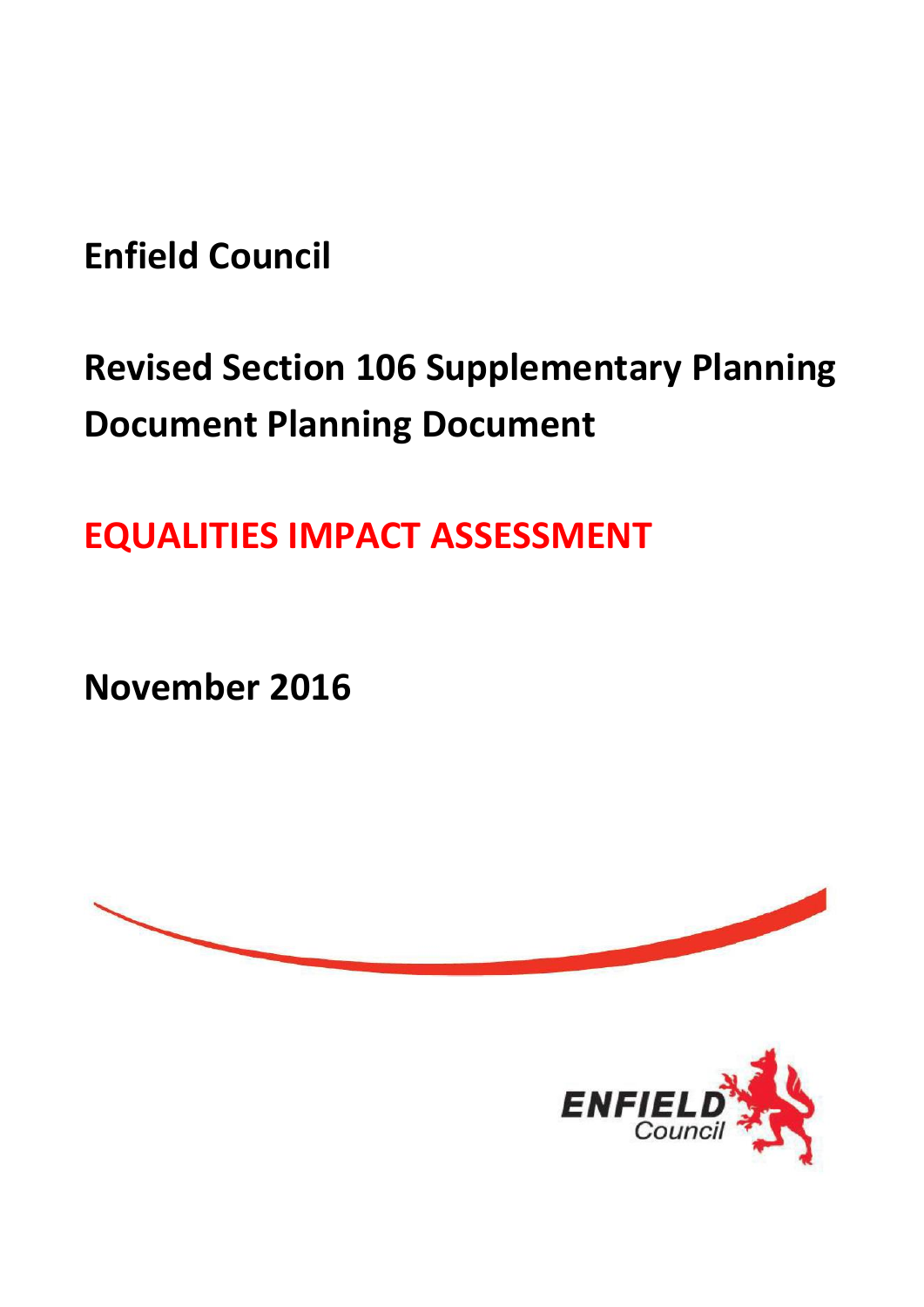# Enfield Council

# Revised Section 106 Supplementary Planning Document Planning Document

# EQUALITIES IMPACT ASSESSMENT

**November 2016**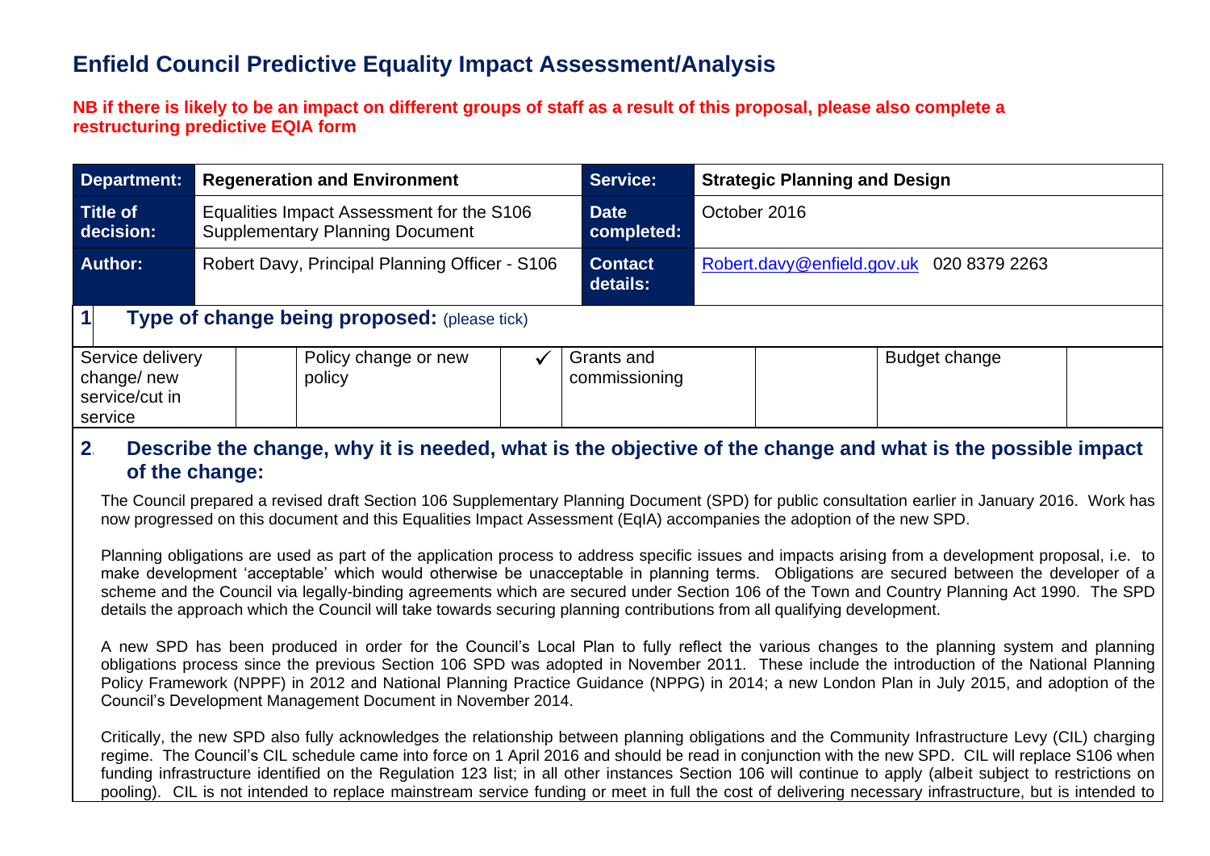# Enfield Council Predictive Equality Impact Assessment/Analysis

**NB if there is likely to be an impact on different groups of staff as a result of this proposal, please also complete a restructuring predictive EQIA form**

| **Department:** | **Regeneration and Environment** | **Service:** | **Strategic Planning and Design** |
|---|---|---|---|
| **Title of decision:** | Equalities Impact Assessment for the S106 Supplementary Planning Document | **Date completed:** | October 2016 |
| **Author:** | Robert Davy, Principal Planning Officer - S106 | **Contact details:** | Robert.davy@enfield.gov.uk 020 8379 2263 |

## 1 Type of change being proposed: (please tick)

| Service delivery change/ new service/cut in service | | Policy change or new policy | ✓ | Grants and commissioning | | Budget change | |
|---|---|---|---|---|---|---|---|

## 2 Describe the change, why it is needed, what is the objective of the change and what is the possible impact of the change:

The Council prepared a revised draft Section 106 Supplementary Planning Document (SPD) for public consultation earlier in January 2016. Work has now progressed on this document and this Equalities Impact Assessment (EqIA) accompanies the adoption of the new SPD.

Planning obligations are used as part of the application process to address specific issues and impacts arising from a development proposal, i.e. to make development 'acceptable' which would otherwise be unacceptable in planning terms. Obligations are secured between the developer of a scheme and the Council via legally-binding agreements which are secured under Section 106 of the Town and Country Planning Act 1990. The SPD details the approach which the Council will take towards securing planning contributions from all qualifying development.

A new SPD has been produced in order for the Council's Local Plan to fully reflect the various changes to the planning system and planning obligations process since the previous Section 106 SPD was adopted in November 2011. These include the introduction of the National Planning Policy Framework (NPPF) in 2012 and National Planning Practice Guidance (NPPG) in 2014; a new London Plan in July 2015, and adoption of the Council's Development Management Document in November 2014.

Critically, the new SPD also fully acknowledges the relationship between planning obligations and the Community Infrastructure Levy (CIL) charging regime. The Council's CIL schedule came into force on 1 April 2016 and should be read in conjunction with the new SPD. CIL will replace S106 when funding infrastructure identified on the Regulation 123 list; in all other instances Section 106 will continue to apply (albeit subject to restrictions on pooling). CIL is not intended to replace mainstream service funding or meet in full the cost of delivering necessary infrastructure, but is intended to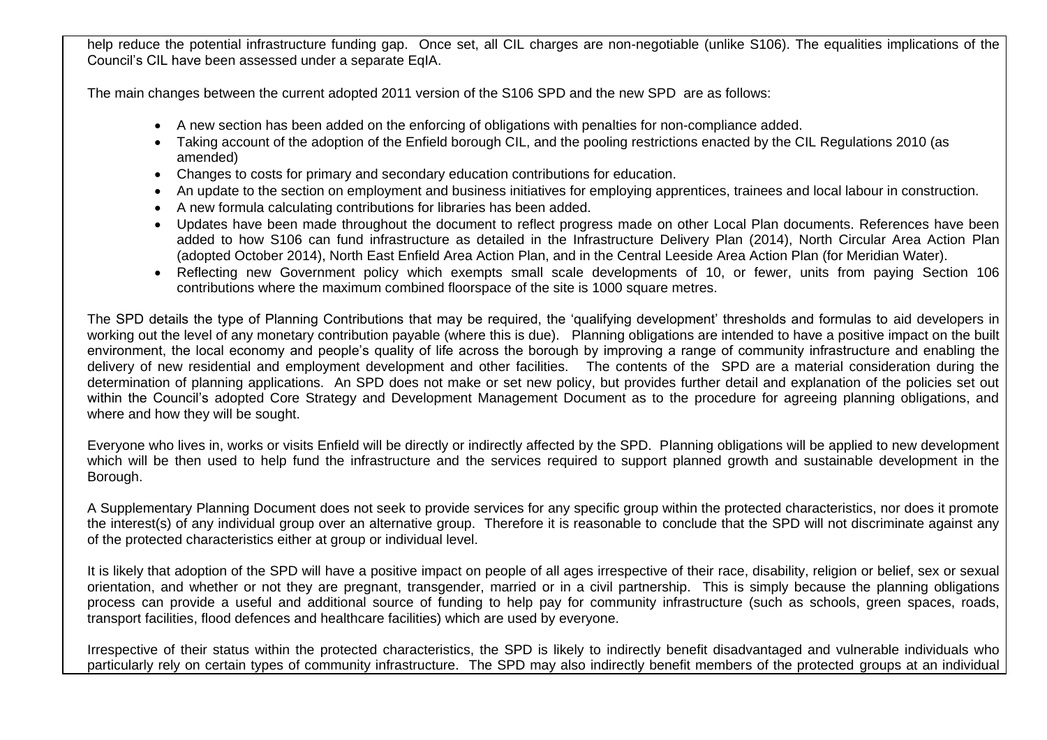help reduce the potential infrastructure funding gap. Once set, all CIL charges are non-negotiable (unlike S106). The equalities implications of the Council's CIL have been assessed under a separate EqIA.

The main changes between the current adopted 2011 version of the S106 SPD and the new SPD are as follows:

- A new section has been added on the enforcing of obligations with penalties for non-compliance added.
- Taking account of the adoption of the Enfield borough CIL, and the pooling restrictions enacted by the CIL Regulations 2010 (as amended)
- Changes to costs for primary and secondary education contributions for education.
- An update to the section on employment and business initiatives for employing apprentices, trainees and local labour in construction.
- A new formula calculating contributions for libraries has been added.
- Updates have been made throughout the document to reflect progress made on other Local Plan documents. References have been added to how S106 can fund infrastructure as detailed in the Infrastructure Delivery Plan (2014), North Circular Area Action Plan (adopted October 2014), North East Enfield Area Action Plan, and in the Central Leeside Area Action Plan (for Meridian Water).
- Reflecting new Government policy which exempts small scale developments of 10, or fewer, units from paying Section 106 contributions where the maximum combined floorspace of the site is 1000 square metres.

The SPD details the type of Planning Contributions that may be required, the 'qualifying development' thresholds and formulas to aid developers in working out the level of any monetary contribution payable (where this is due). Planning obligations are intended to have a positive impact on the built environment, the local economy and people's quality of life across the borough by improving a range of community infrastructure and enabling the delivery of new residential and employment development and other facilities. The contents of the SPD are a material consideration during the determination of planning applications. An SPD does not make or set new policy, but provides further detail and explanation of the policies set out within the Council's adopted Core Strategy and Development Management Document as to the procedure for agreeing planning obligations, and where and how they will be sought.

Everyone who lives in, works or visits Enfield will be directly or indirectly affected by the SPD. Planning obligations will be applied to new development which will be then used to help fund the infrastructure and the services required to support planned growth and sustainable development in the Borough.

A Supplementary Planning Document does not seek to provide services for any specific group within the protected characteristics, nor does it promote the interest(s) of any individual group over an alternative group. Therefore it is reasonable to conclude that the SPD will not discriminate against any of the protected characteristics either at group or individual level.

It is likely that adoption of the SPD will have a positive impact on people of all ages irrespective of their race, disability, religion or belief, sex or sexual orientation, and whether or not they are pregnant, transgender, married or in a civil partnership. This is simply because the planning obligations process can provide a useful and additional source of funding to help pay for community infrastructure (such as schools, green spaces, roads, transport facilities, flood defences and healthcare facilities) which are used by everyone.

Irrespective of their status within the protected characteristics, the SPD is likely to indirectly benefit disadvantaged and vulnerable individuals who particularly rely on certain types of community infrastructure. The SPD may also indirectly benefit members of the protected groups at an individual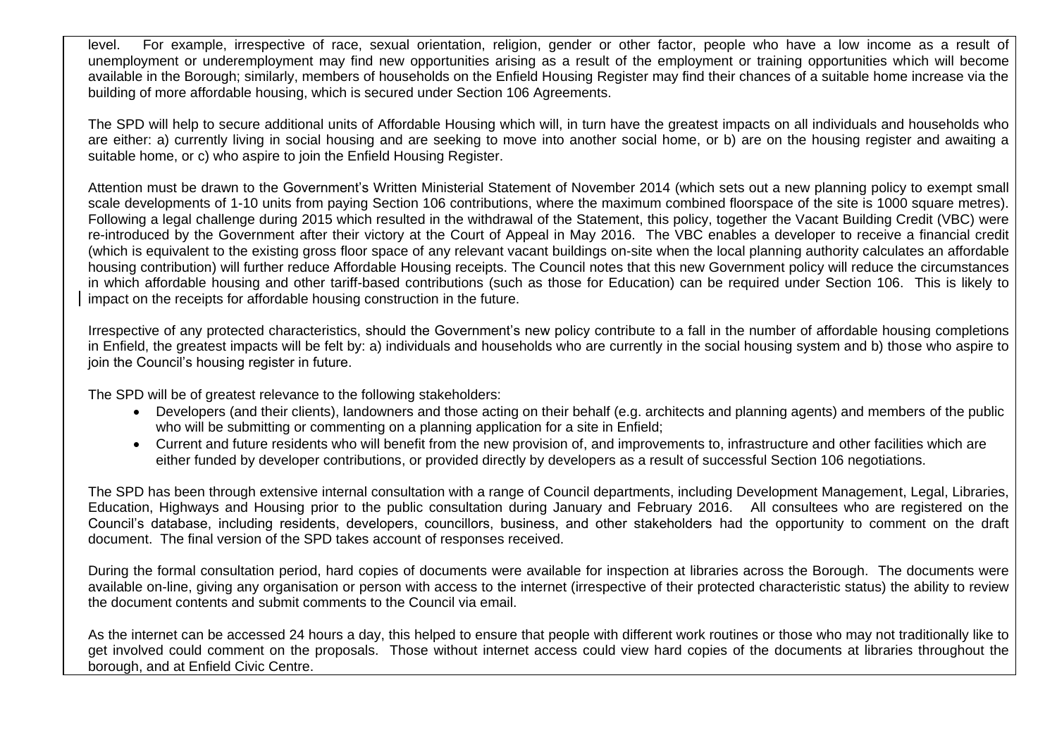level. For example, irrespective of race, sexual orientation, religion, gender or other factor, people who have a low income as a result of unemployment or underemployment may find new opportunities arising as a result of the employment or training opportunities which will become available in the Borough; similarly, members of households on the Enfield Housing Register may find their chances of a suitable home increase via the building of more affordable housing, which is secured under Section 106 Agreements.

The SPD will help to secure additional units of Affordable Housing which will, in turn have the greatest impacts on all individuals and households who are either: a) currently living in social housing and are seeking to move into another social home, or b) are on the housing register and awaiting a suitable home, or c) who aspire to join the Enfield Housing Register.

Attention must be drawn to the Government's Written Ministerial Statement of November 2014 (which sets out a new planning policy to exempt small scale developments of 1-10 units from paying Section 106 contributions, where the maximum combined floorspace of the site is 1000 square metres). Following a legal challenge during 2015 which resulted in the withdrawal of the Statement, this policy, together the Vacant Building Credit (VBC) were re-introduced by the Government after their victory at the Court of Appeal in May 2016. The VBC enables a developer to receive a financial credit (which is equivalent to the existing gross floor space of any relevant vacant buildings on-site when the local planning authority calculates an affordable housing contribution) will further reduce Affordable Housing receipts. The Council notes that this new Government policy will reduce the circumstances in which affordable housing and other tariff-based contributions (such as those for Education) can be required under Section 106. This is likely to impact on the receipts for affordable housing construction in the future.

Irrespective of any protected characteristics, should the Government's new policy contribute to a fall in the number of affordable housing completions in Enfield, the greatest impacts will be felt by: a) individuals and households who are currently in the social housing system and b) those who aspire to join the Council's housing register in future.

The SPD will be of greatest relevance to the following stakeholders:

- Developers (and their clients), landowners and those acting on their behalf (e.g. architects and planning agents) and members of the public who will be submitting or commenting on a planning application for a site in Enfield;
- Current and future residents who will benefit from the new provision of, and improvements to, infrastructure and other facilities which are either funded by developer contributions, or provided directly by developers as a result of successful Section 106 negotiations.

The SPD has been through extensive internal consultation with a range of Council departments, including Development Management, Legal, Libraries, Education, Highways and Housing prior to the public consultation during January and February 2016. All consultees who are registered on the Council's database, including residents, developers, councillors, business, and other stakeholders had the opportunity to comment on the draft document. The final version of the SPD takes account of responses received.

During the formal consultation period, hard copies of documents were available for inspection at libraries across the Borough. The documents were available on-line, giving any organisation or person with access to the internet (irrespective of their protected characteristic status) the ability to review the document contents and submit comments to the Council via email.

As the internet can be accessed 24 hours a day, this helped to ensure that people with different work routines or those who may not traditionally like to get involved could comment on the proposals. Those without internet access could view hard copies of the documents at libraries throughout the borough, and at Enfield Civic Centre.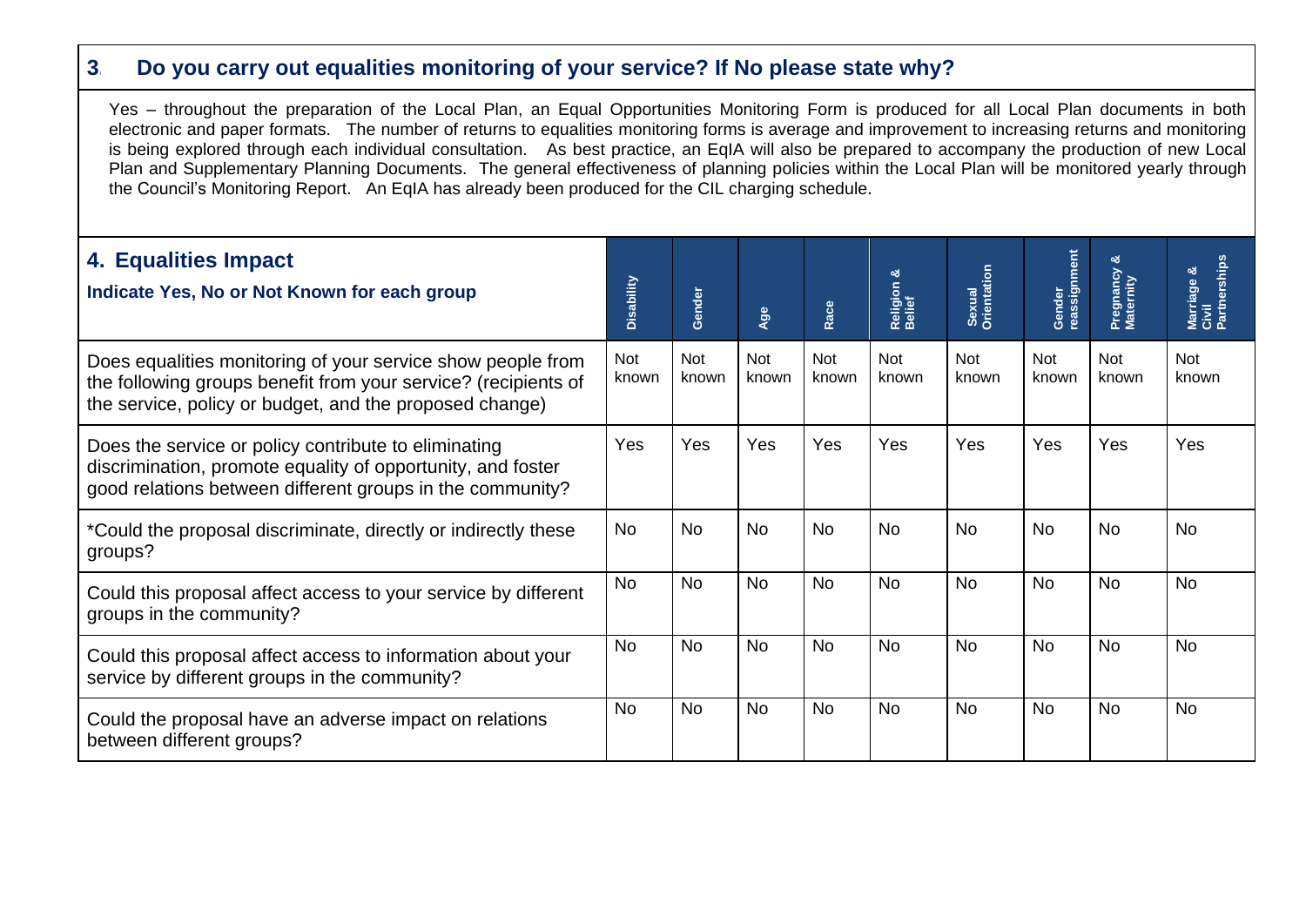### 3. Do you carry out equalities monitoring of your service? If No please state why?

Yes – throughout the preparation of the Local Plan, an Equal Opportunities Monitoring Form is produced for all Local Plan documents in both electronic and paper formats. The number of returns to equalities monitoring forms is average and improvement to increasing returns and monitoring is being explored through each individual consultation. As best practice, an EqIA will also be prepared to accompany the production of new Local Plan and Supplementary Planning Documents. The general effectiveness of planning policies within the Local Plan will be monitored yearly through the Council's Monitoring Report. An EqIA has already been produced for the CIL charging schedule.

| **4. Equalities Impact**<br>**Indicate Yes, No or Not Known for each group** | Disability | Gender | Age | Race | Religion & Belief | Sexual Orientation | Gender reassignment | Pregnancy & Maternity | Marriage & Civil Partnerships |
|---|---|---|---|---|---|---|---|---|---|
| Does equalities monitoring of your service show people from the following groups benefit from your service? (recipients of the service, policy or budget, and the proposed change) | Not known | Not known | Not known | Not known | Not known | Not known | Not known | Not known | Not known |
| Does the service or policy contribute to eliminating discrimination, promote equality of opportunity, and foster good relations between different groups in the community? | Yes | Yes | Yes | Yes | Yes | Yes | Yes | Yes | Yes |
| *Could the proposal discriminate, directly or indirectly these groups? | No | No | No | No | No | No | No | No | No |
| Could this proposal affect access to your service by different groups in the community? | No | No | No | No | No | No | No | No | No |
| Could this proposal affect access to information about your service by different groups in the community? | No | No | No | No | No | No | No | No | No |
| Could the proposal have an adverse impact on relations between different groups? | No | No | No | No | No | No | No | No | No |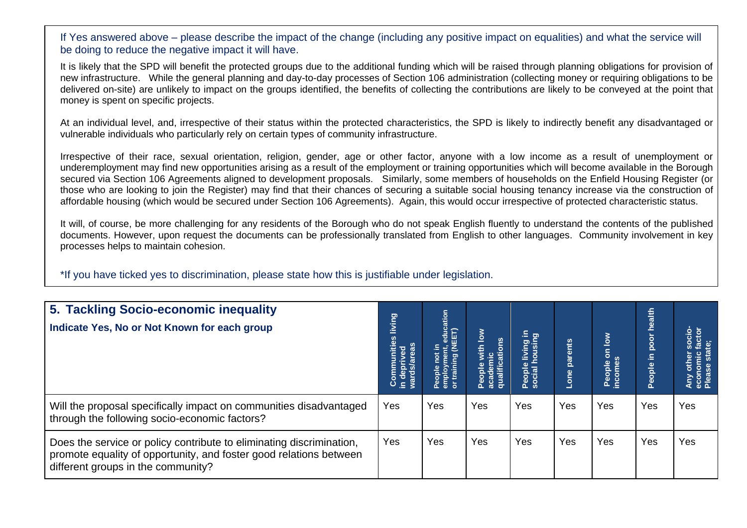If Yes answered above – please describe the impact of the change (including any positive impact on equalities) and what the service will be doing to reduce the negative impact it will have.

It is likely that the SPD will benefit the protected groups due to the additional funding which will be raised through planning obligations for provision of new infrastructure. While the general planning and day-to-day processes of Section 106 administration (collecting money or requiring obligations to be delivered on-site) are unlikely to impact on the groups identified, the benefits of collecting the contributions are likely to be conveyed at the point that money is spent on specific projects.

At an individual level, and, irrespective of their status within the protected characteristics, the SPD is likely to indirectly benefit any disadvantaged or vulnerable individuals who particularly rely on certain types of community infrastructure.

Irrespective of their race, sexual orientation, religion, gender, age or other factor, anyone with a low income as a result of unemployment or underemployment may find new opportunities arising as a result of the employment or training opportunities which will become available in the Borough secured via Section 106 Agreements aligned to development proposals. Similarly, some members of households on the Enfield Housing Register (or those who are looking to join the Register) may find that their chances of securing a suitable social housing tenancy increase via the construction of affordable housing (which would be secured under Section 106 Agreements). Again, this would occur irrespective of protected characteristic status.

It will, of course, be more challenging for any residents of the Borough who do not speak English fluently to understand the contents of the published documents. However, upon request the documents can be professionally translated from English to other languages. Community involvement in key processes helps to maintain cohesion.

*If you have ticked yes to discrimination, please state how this is justifiable under legislation.

| **5. Tackling Socio-economic inequality** **Indicate Yes, No or Not Known for each group** | Communities living in deprived wards/areas | People not in employment, education or training (NEET) | People with low academic qualifications | People living in social housing | Lone parents | People on low incomes | People in poor health | Any other socio-economic factor Please state; |
|---|---|---|---|---|---|---|---|---|
| Will the proposal specifically impact on communities disadvantaged through the following socio-economic factors? | Yes | Yes | Yes | Yes | Yes | Yes | Yes | Yes |
| Does the service or policy contribute to eliminating discrimination, promote equality of opportunity, and foster good relations between different groups in the community? | Yes | Yes | Yes | Yes | Yes | Yes | Yes | Yes |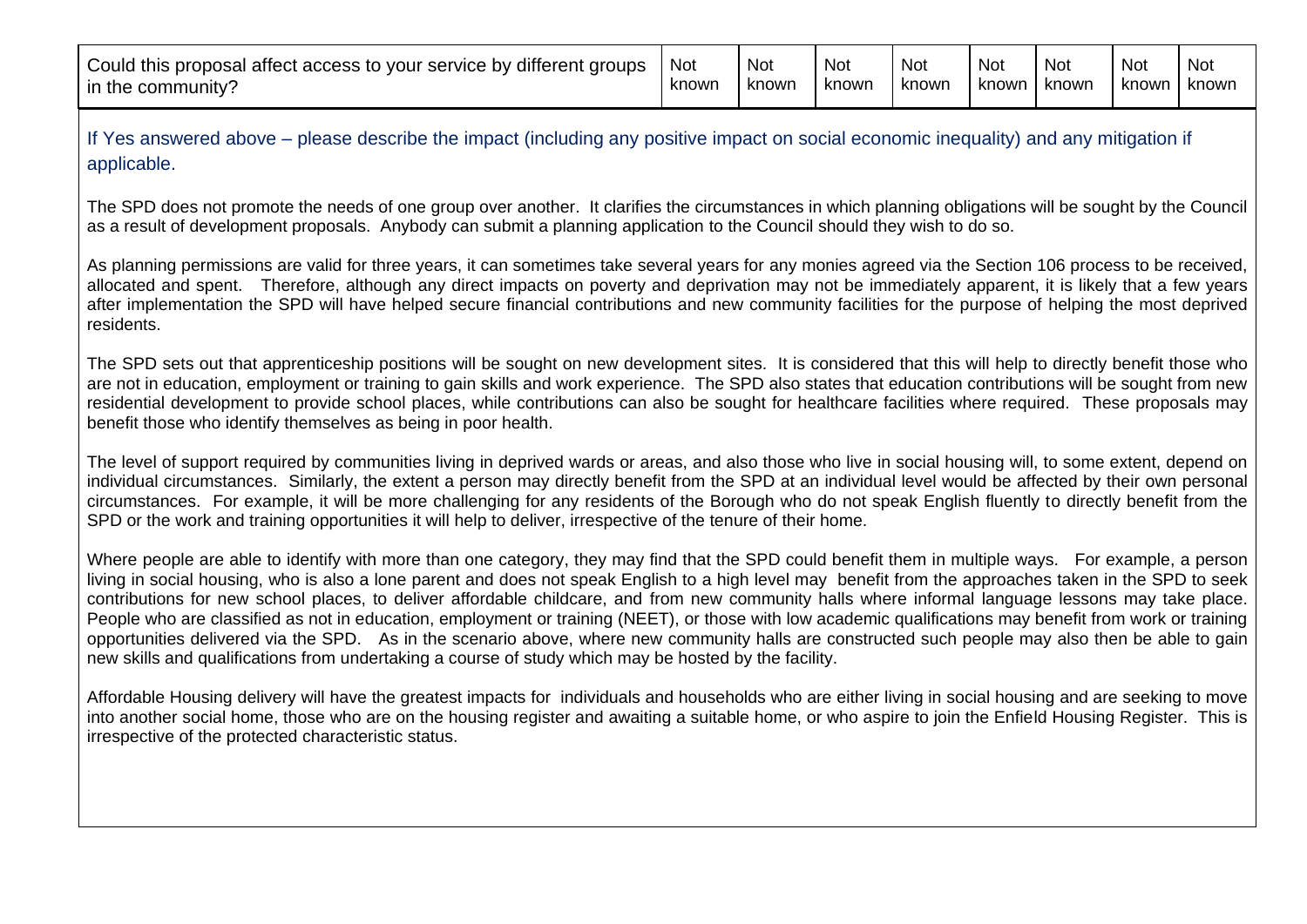| Could this proposal affect access to your service by different groups in the community? | Not known | Not known | Not known | Not known | Not known | Not known | Not known | Not known |
|---|---|---|---|---|---|---|---|---|

If Yes answered above – please describe the impact (including any positive impact on social economic inequality) and any mitigation if applicable.

The SPD does not promote the needs of one group over another. It clarifies the circumstances in which planning obligations will be sought by the Council as a result of development proposals. Anybody can submit a planning application to the Council should they wish to do so.

As planning permissions are valid for three years, it can sometimes take several years for any monies agreed via the Section 106 process to be received, allocated and spent. Therefore, although any direct impacts on poverty and deprivation may not be immediately apparent, it is likely that a few years after implementation the SPD will have helped secure financial contributions and new community facilities for the purpose of helping the most deprived residents.

The SPD sets out that apprenticeship positions will be sought on new development sites. It is considered that this will help to directly benefit those who are not in education, employment or training to gain skills and work experience. The SPD also states that education contributions will be sought from new residential development to provide school places, while contributions can also be sought for healthcare facilities where required. These proposals may benefit those who identify themselves as being in poor health.

The level of support required by communities living in deprived wards or areas, and also those who live in social housing will, to some extent, depend on individual circumstances. Similarly, the extent a person may directly benefit from the SPD at an individual level would be affected by their own personal circumstances. For example, it will be more challenging for any residents of the Borough who do not speak English fluently to directly benefit from the SPD or the work and training opportunities it will help to deliver, irrespective of the tenure of their home.

Where people are able to identify with more than one category, they may find that the SPD could benefit them in multiple ways. For example, a person living in social housing, who is also a lone parent and does not speak English to a high level may benefit from the approaches taken in the SPD to seek contributions for new school places, to deliver affordable childcare, and from new community halls where informal language lessons may take place. People who are classified as not in education, employment or training (NEET), or those with low academic qualifications may benefit from work or training opportunities delivered via the SPD. As in the scenario above, where new community halls are constructed such people may also then be able to gain new skills and qualifications from undertaking a course of study which may be hosted by the facility.

Affordable Housing delivery will have the greatest impacts for individuals and households who are either living in social housing and are seeking to move into another social home, those who are on the housing register and awaiting a suitable home, or who aspire to join the Enfield Housing Register. This is irrespective of the protected characteristic status.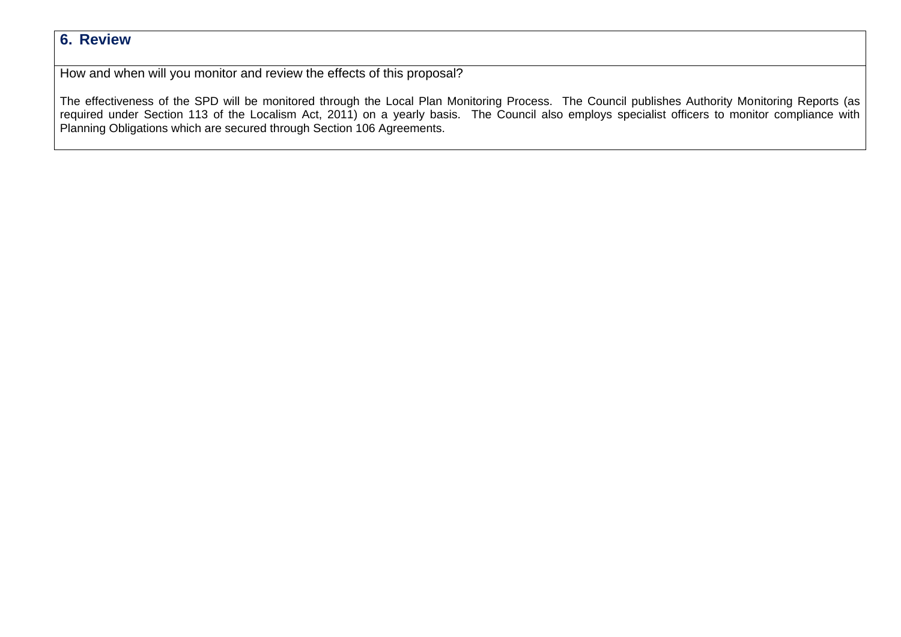## 6. Review

How and when will you monitor and review the effects of this proposal?

The effectiveness of the SPD will be monitored through the Local Plan Monitoring Process. The Council publishes Authority Monitoring Reports (as required under Section 113 of the Localism Act, 2011) on a yearly basis. The Council also employs specialist officers to monitor compliance with Planning Obligations which are secured through Section 106 Agreements.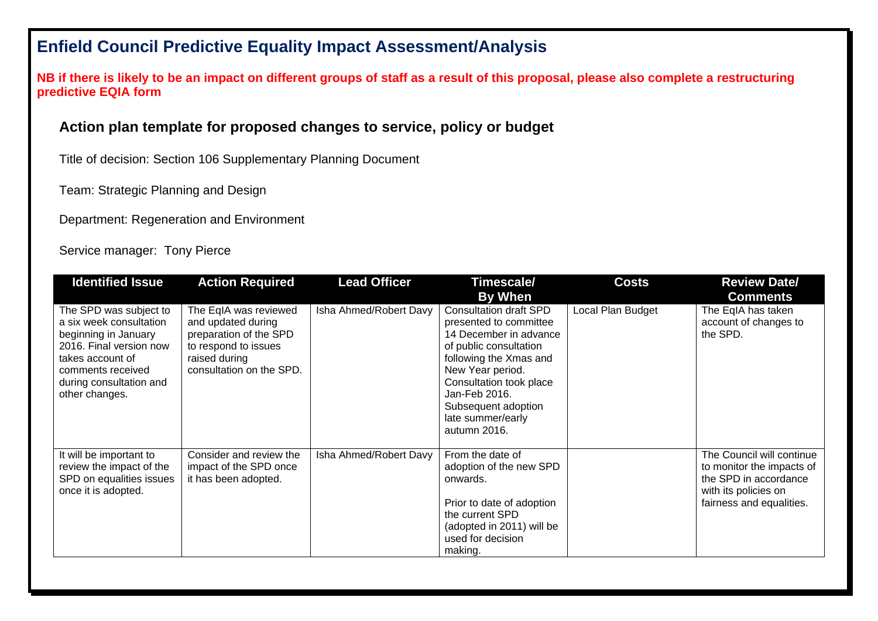# Enfield Council Predictive Equality Impact Assessment/Analysis

**NB if there is likely to be an impact on different groups of staff as a result of this proposal, please also complete a restructuring predictive EQIA form**

### Action plan template for proposed changes to service, policy or budget

Title of decision: Section 106 Supplementary Planning Document

Team: Strategic Planning and Design

Department: Regeneration and Environment

Service manager: Tony Pierce

| Identified Issue | Action Required | Lead Officer | Timescale/ By When | Costs | Review Date/ Comments |
|---|---|---|---|---|---|
| The SPD was subject to a six week consultation beginning in January 2016. Final version now takes account of comments received during consultation and other changes. | The EqIA was reviewed and updated during preparation of the SPD to respond to issues raised during consultation on the SPD. | Isha Ahmed/Robert Davy | Consultation draft SPD presented to committee 14 December in advance of public consultation following the Xmas and New Year period. Consultation took place Jan-Feb 2016. Subsequent adoption late summer/early autumn 2016. | Local Plan Budget | The EqIA has taken account of changes to the SPD. |
| It will be important to review the impact of the SPD on equalities issues once it is adopted. | Consider and review the impact of the SPD once it has been adopted. | Isha Ahmed/Robert Davy | From the date of adoption of the new SPD onwards.<br><br>Prior to date of adoption the current SPD (adopted in 2011) will be used for decision making. | | The Council will continue to monitor the impacts of the SPD in accordance with its policies on fairness and equalities. |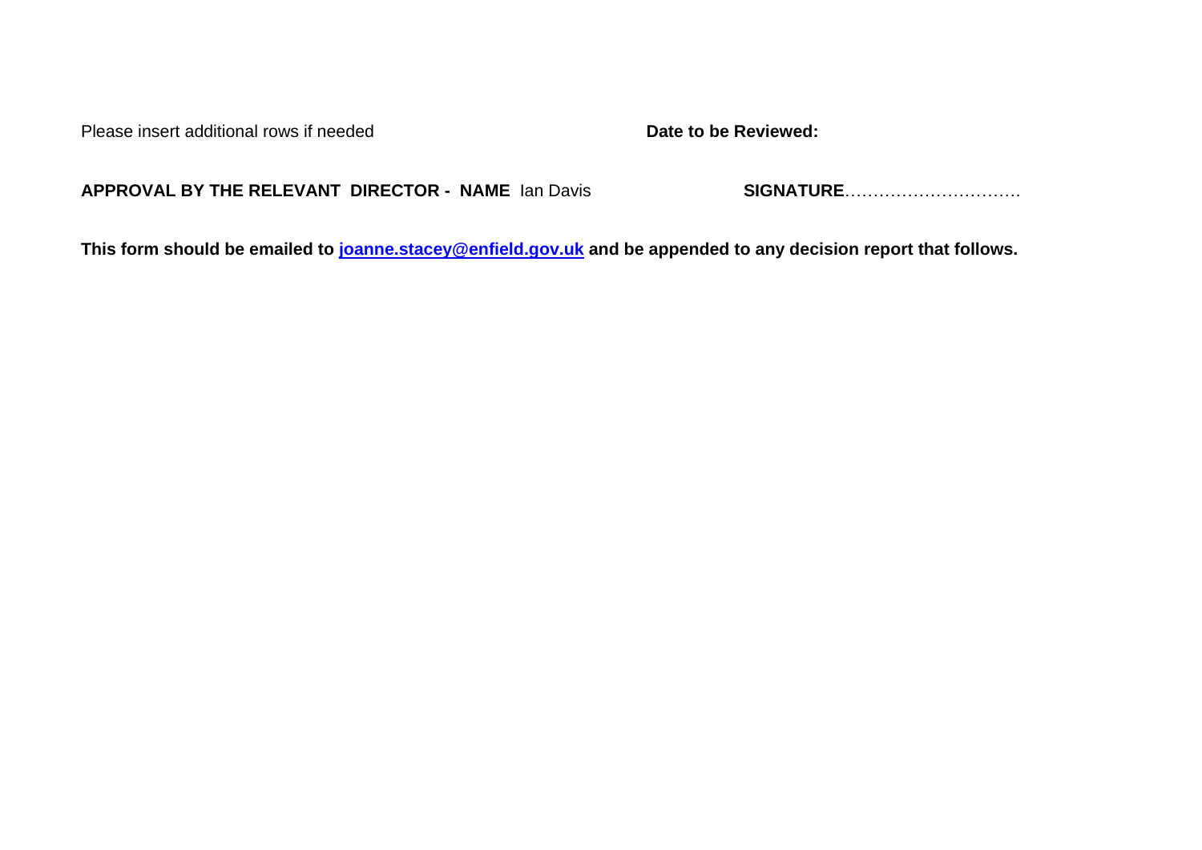Please insert additional rows if needed **Date to be Reviewed:**

**APPROVAL BY THE RELEVANT DIRECTOR - NAME** Ian Davis **SIGNATURE**…………………………

**This form should be emailed to [joanne.stacey@enfield.gov.uk](mailto:joanne.stacey@enfield.gov.uk) and be appended to any decision report that follows.**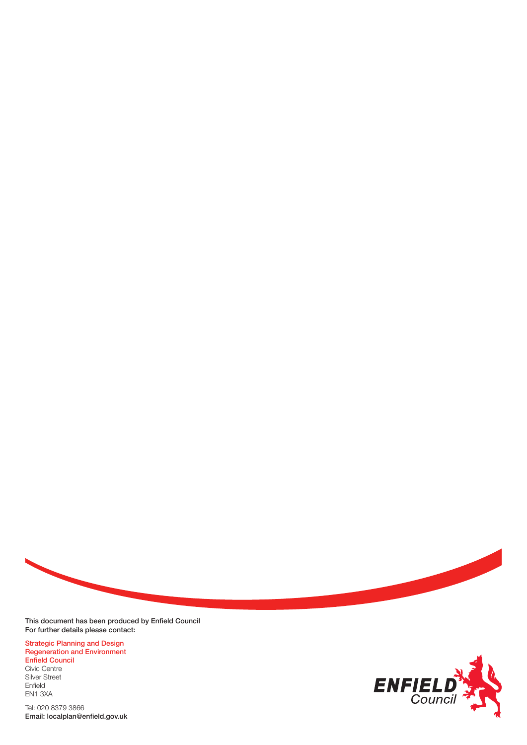**This document has been produced by Enfield Council**
**For further details please contact:**

**Strategic Planning and Design**
**Regeneration and Environment**
**Enfield Council**
Civic Centre
Silver Street
Enfield
EN1 3XA

Tel: 020 8379 3866
**Email: localplan@enfield.gov.uk**

ENFIELD Council